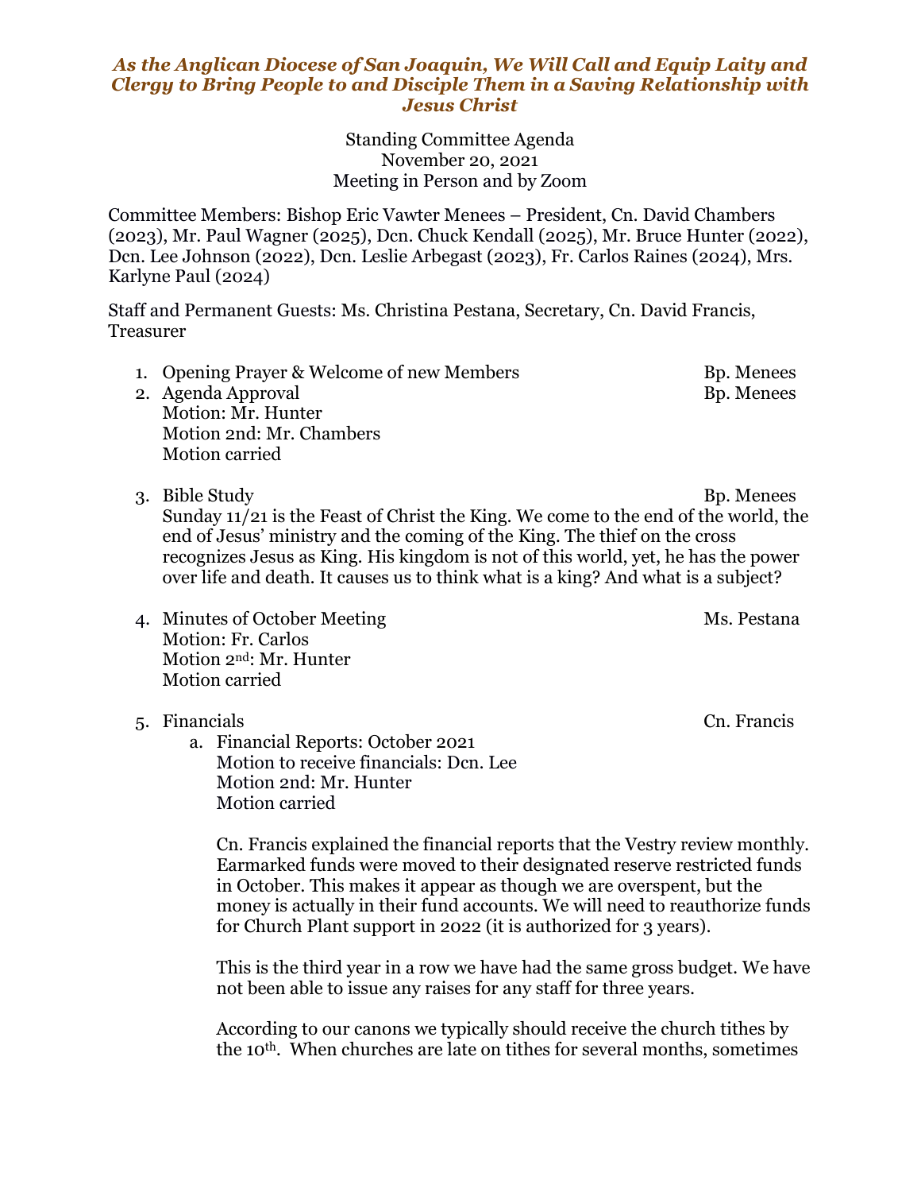***As the Anglican Diocese of San Joaquin, We Will Call and Equip Laity and Clergy to Bring People to and Disciple Them in a Saving Relationship with Jesus Christ***

Standing Committee Agenda
November 20, 2021
Meeting in Person and by Zoom

Committee Members: Bishop Eric Vawter Menees – President, Cn. David Chambers (2023), Mr. Paul Wagner (2025), Dcn. Chuck Kendall (2025), Mr. Bruce Hunter (2022), Dcn. Lee Johnson (2022), Dcn. Leslie Arbegast (2023), Fr. Carlos Raines (2024), Mrs. Karlyne Paul (2024)

Staff and Permanent Guests: Ms. Christina Pestana, Secretary, Cn. David Francis, Treasurer

1. Opening Prayer & Welcome of new Members — Bp. Menees
2. Agenda Approval — Bp. Menees
   Motion: Mr. Hunter
   Motion 2nd: Mr. Chambers
   Motion carried

3. Bible Study — Bp. Menees
   Sunday 11/21 is the Feast of Christ the King. We come to the end of the world, the end of Jesus' ministry and the coming of the King. The thief on the cross recognizes Jesus as King. His kingdom is not of this world, yet, he has the power over life and death. It causes us to think what is a king? And what is a subject?

4. Minutes of October Meeting — Ms. Pestana
   Motion: Fr. Carlos
   Motion 2nd: Mr. Hunter
   Motion carried

5. Financials — Cn. Francis
   a. Financial Reports: October 2021
      Motion to receive financials: Dcn. Lee
      Motion 2nd: Mr. Hunter
      Motion carried

      Cn. Francis explained the financial reports that the Vestry review monthly. Earmarked funds were moved to their designated reserve restricted funds in October. This makes it appear as though we are overspent, but the money is actually in their fund accounts. We will need to reauthorize funds for Church Plant support in 2022 (it is authorized for 3 years).

      This is the third year in a row we have had the same gross budget. We have not been able to issue any raises for any staff for three years.

      According to our canons we typically should receive the church tithes by the 10th. When churches are late on tithes for several months, sometimes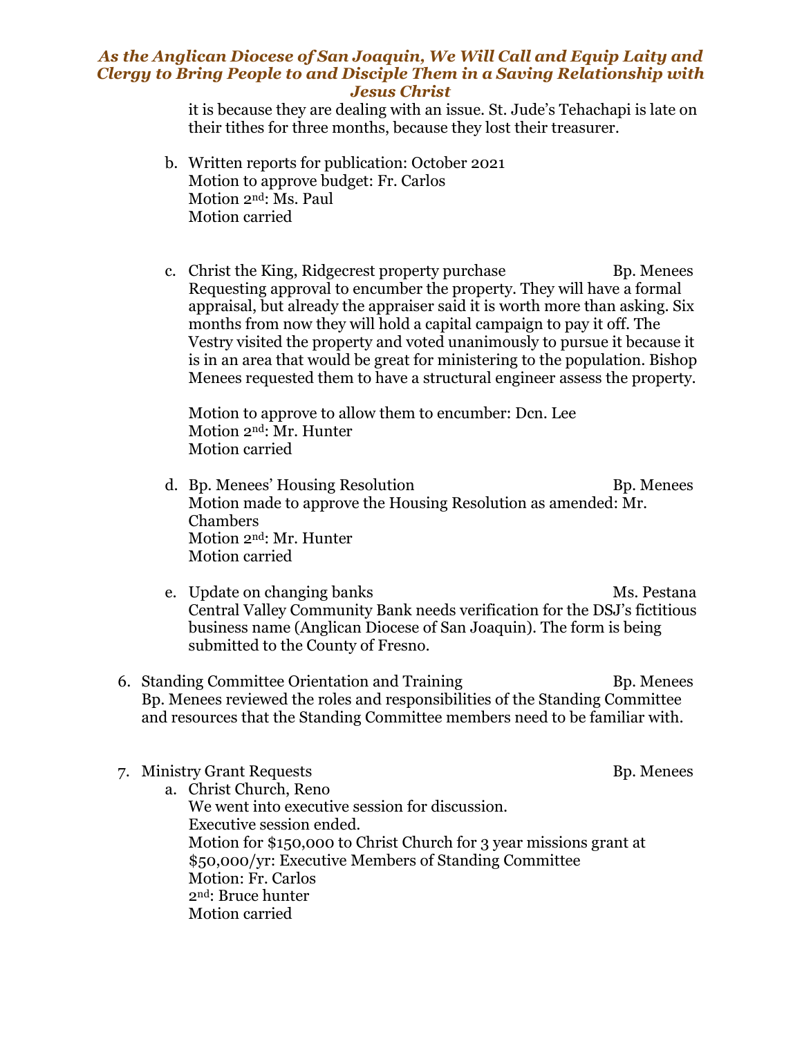it is because they are dealing with an issue. St. Jude's Tehachapi is late on their tithes for three months, because they lost their treasurer.

b. Written reports for publication: October 2021
   Motion to approve budget: Fr. Carlos
   Motion 2nd: Ms. Paul
   Motion carried

c. Christ the King, Ridgecrest property purchase — Bp. Menees
   Requesting approval to encumber the property. They will have a formal appraisal, but already the appraiser said it is worth more than asking. Six months from now they will hold a capital campaign to pay it off. The Vestry visited the property and voted unanimously to pursue it because it is in an area that would be great for ministering to the population. Bishop Menees requested them to have a structural engineer assess the property.

   Motion to approve to allow them to encumber: Dcn. Lee
   Motion 2nd: Mr. Hunter
   Motion carried

d. Bp. Menees' Housing Resolution — Bp. Menees
   Motion made to approve the Housing Resolution as amended: Mr. Chambers
   Motion 2nd: Mr. Hunter
   Motion carried

e. Update on changing banks — Ms. Pestana
   Central Valley Community Bank needs verification for the DSJ's fictitious business name (Anglican Diocese of San Joaquin). The form is being submitted to the County of Fresno.

6. Standing Committee Orientation and Training — Bp. Menees
   Bp. Menees reviewed the roles and responsibilities of the Standing Committee and resources that the Standing Committee members need to be familiar with.

7. Ministry Grant Requests — Bp. Menees
   a. Christ Church, Reno
      We went into executive session for discussion.
      Executive session ended.
      Motion for $150,000 to Christ Church for 3 year missions grant at $50,000/yr: Executive Members of Standing Committee
      Motion: Fr. Carlos
      2nd: Bruce hunter
      Motion carried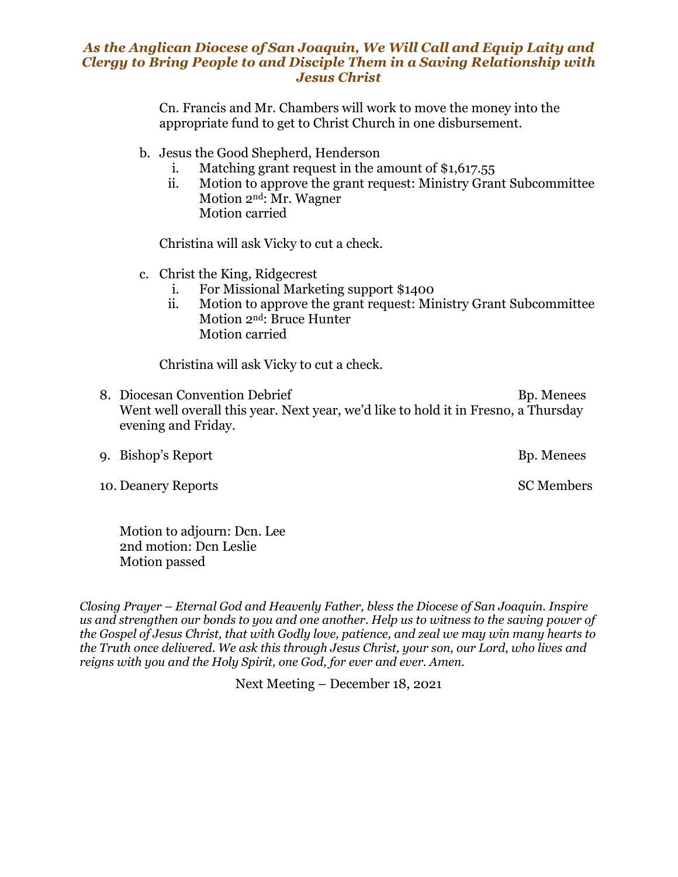Cn. Francis and Mr. Chambers will work to move the money into the appropriate fund to get to Christ Church in one disbursement.

b. Jesus the Good Shepherd, Henderson
   i. Matching grant request in the amount of $1,617.55
   ii. Motion to approve the grant request: Ministry Grant Subcommittee
   Motion 2nd: Mr. Wagner
   Motion carried

   Christina will ask Vicky to cut a check.

c. Christ the King, Ridgecrest
   i. For Missional Marketing support $1400
   ii. Motion to approve the grant request: Ministry Grant Subcommittee
   Motion 2nd: Bruce Hunter
   Motion carried

   Christina will ask Vicky to cut a check.

8. Diocesan Convention Debrief — Bp. Menees
   Went well overall this year. Next year, we'd like to hold it in Fresno, a Thursday evening and Friday.

9. Bishop's Report — Bp. Menees

10. Deanery Reports — SC Members

Motion to adjourn: Dcn. Lee
2nd motion: Dcn Leslie
Motion passed

*Closing Prayer – Eternal God and Heavenly Father, bless the Diocese of San Joaquin. Inspire us and strengthen our bonds to you and one another. Help us to witness to the saving power of the Gospel of Jesus Christ, that with Godly love, patience, and zeal we may win many hearts to the Truth once delivered. We ask this through Jesus Christ, your son, our Lord, who lives and reigns with you and the Holy Spirit, one God, for ever and ever. Amen.*

Next Meeting – December 18, 2021